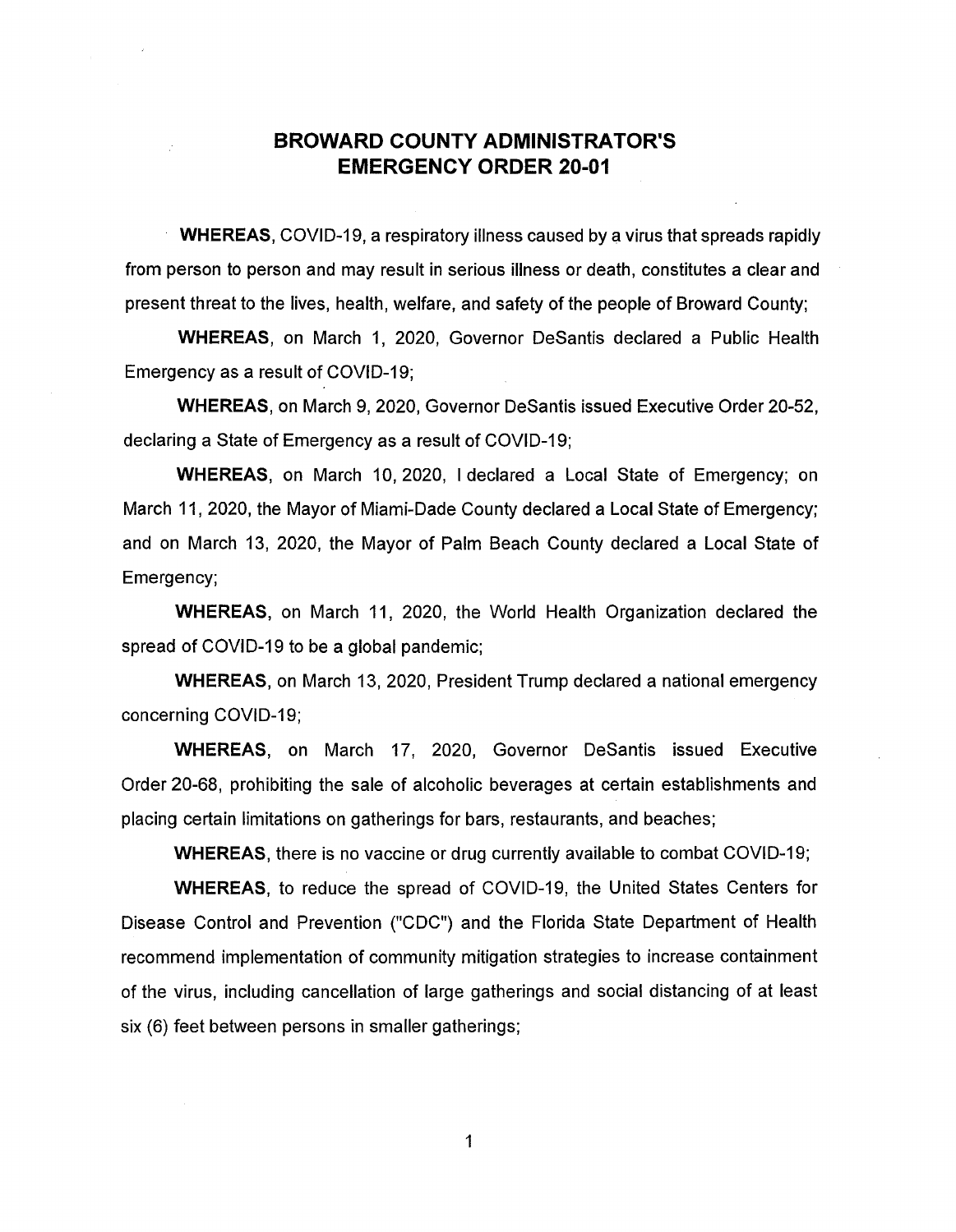# BROWARD COUNTY ADMINISTRATOR'S EMERGENCY ORDER 20-01

**WHEREAS**, COVID-19, a respiratory illness caused by a virus that spreads rapidly from person to person and may result in serious illness or death, constitutes a clear and present threat to the lives, health, welfare, and safety of the people of Broward County;

**WHEREAS**, on March 1, 2020, Governor DeSantis declared a Public Health Emergency as a result of COVID-19;

**WHEREAS**, on March 9, 2020, Governor DeSantis issued Executive Order 20-52, declaring a State of Emergency as a result of COVID-19;

**WHEREAS**, on March 10, 2020, I declared a Local State of Emergency; on March 11, 2020, the Mayor of Miami-Dade County declared a Local State of Emergency; and on March 13, 2020, the Mayor of Palm Beach County declared a Local State of Emergency;

**WHEREAS**, on March 11, 2020, the World Health Organization declared the spread of COVID-19 to be a global pandemic;

**WHEREAS**, on March 13, 2020, President Trump declared a national emergency concerning COVID-19;

**WHEREAS**, on March 17, 2020, Governor DeSantis issued Executive Order 20-68, prohibiting the sale of alcoholic beverages at certain establishments and placing certain limitations on gatherings for bars, restaurants, and beaches;

**WHEREAS**, there is no vaccine or drug currently available to combat COVID-19;

**WHEREAS**, to reduce the spread of COVID-19, the United States Centers for Disease Control and Prevention ("CDC") and the Florida State Department of Health recommend implementation of community mitigation strategies to increase containment of the virus, including cancellation of large gatherings and social distancing of at least six (6) feet between persons in smaller gatherings;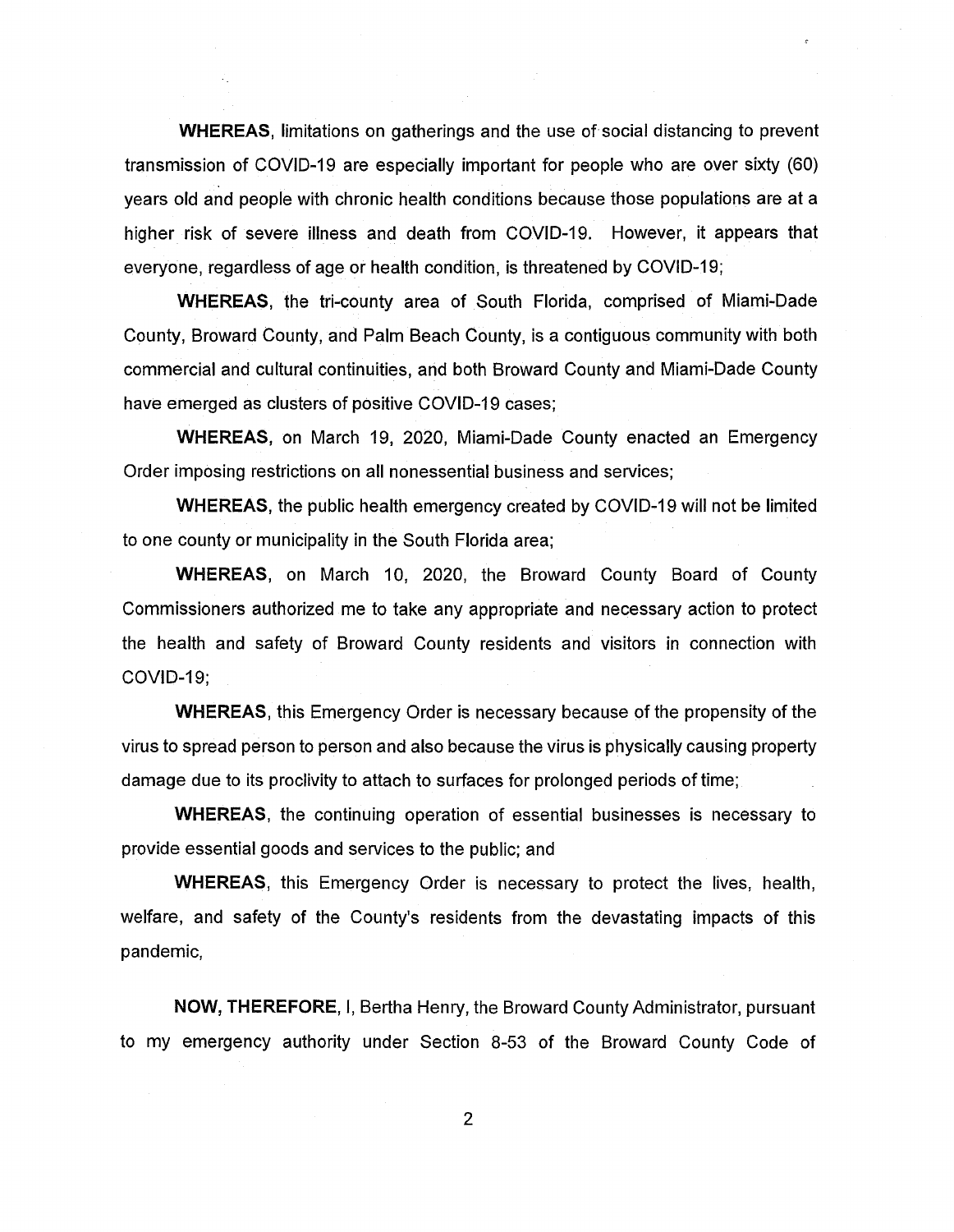**WHEREAS**, limitations on gatherings and the use of social distancing to prevent transmission of COVID-19 are especially important for people who are over sixty (60) years old and people with chronic health conditions because those populations are at a higher risk of severe illness and death from COVID-19. However, it appears that everyone, regardless of age or health condition, is threatened by COVID-19;

**WHEREAS**, the tri-county area of South Florida, comprised of Miami-Dade County, Broward County, and Palm Beach County, is a contiguous community with both commercial and cultural continuities, and both Broward County and Miami-Dade County have emerged as clusters of positive COVID-19 cases;

**WHEREAS**, on March 19, 2020, Miami-Dade County enacted an Emergency Order imposing restrictions on all nonessential business and services;

**WHEREAS**, the public health emergency created by COVID-19 will not be limited to one county or municipality in the South Florida area;

**WHEREAS**, on March 10, 2020, the Broward County Board of County Commissioners authorized me to take any appropriate and necessary action to protect the health and safety of Broward County residents and visitors in connection with COVID-19;

**WHEREAS**, this Emergency Order is necessary because of the propensity of the virus to spread person to person and also because the virus is physically causing property damage due to its proclivity to attach to surfaces for prolonged periods of time;

**WHEREAS**, the continuing operation of essential businesses is necessary to provide essential goods and services to the public; and

**WHEREAS**, this Emergency Order is necessary to protect the lives, health, welfare, and safety of the County's residents from the devastating impacts of this pandemic,

**NOW, THEREFORE**, I, Bertha Henry, the Broward County Administrator, pursuant to my emergency authority under Section 8-53 of the Broward County Code of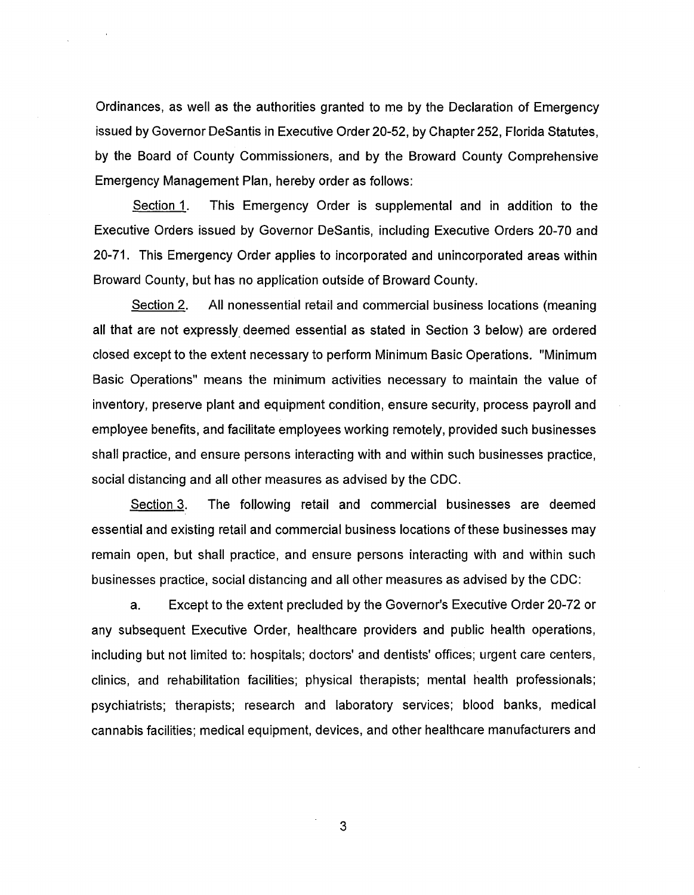Ordinances, as well as the authorities granted to me by the Declaration of Emergency issued by Governor DeSantis in Executive Order 20-52, by Chapter 252, Florida Statutes, by the Board of County Commissioners, and by the Broward County Comprehensive Emergency Management Plan, hereby order as follows:

Section 1. This Emergency Order is supplemental and in addition to the Executive Orders issued by Governor DeSantis, including Executive Orders 20-70 and 20-71. This Emergency Order applies to incorporated and unincorporated areas within Broward County, but has no application outside of Broward County.

Section 2. All nonessential retail and commercial business locations (meaning all that are not expressly deemed essential as stated in Section 3 below) are ordered closed except to the extent necessary to perform Minimum Basic Operations. "Minimum Basic Operations" means the minimum activities necessary to maintain the value of inventory, preserve plant and equipment condition, ensure security, process payroll and employee benefits, and facilitate employees working remotely, provided such businesses shall practice, and ensure persons interacting with and within such businesses practice, social distancing and all other measures as advised by the CDC.

Section 3. The following retail and commercial businesses are deemed essential and existing retail and commercial business locations of these businesses may remain open, but shall practice, and ensure persons interacting with and within such businesses practice, social distancing and all other measures as advised by the CDC:

a. Except to the extent precluded by the Governor's Executive Order 20-72 or any subsequent Executive Order, healthcare providers and public health operations, including but not limited to: hospitals; doctors' and dentists' offices; urgent care centers, clinics, and rehabilitation facilities; physical therapists; mental health professionals; psychiatrists; therapists; research and laboratory services; blood banks, medical cannabis facilities; medical equipment, devices, and other healthcare manufacturers and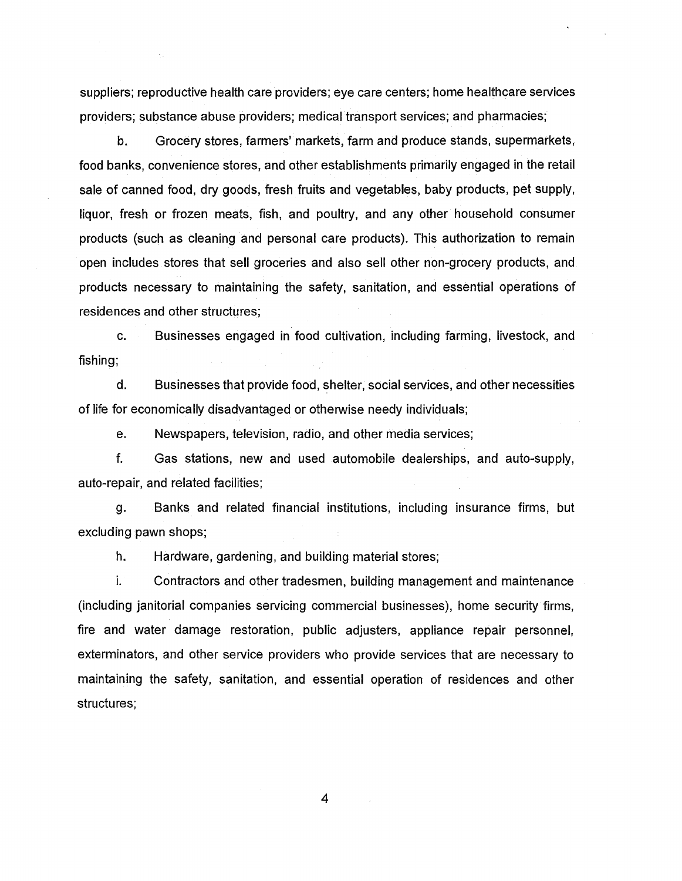suppliers; reproductive health care providers; eye care centers; home healthcare services providers; substance abuse providers; medical transport services; and pharmacies;

b. Grocery stores, farmers' markets, farm and produce stands, supermarkets, food banks, convenience stores, and other establishments primarily engaged in the retail sale of canned food, dry goods, fresh fruits and vegetables, baby products, pet supply, liquor, fresh or frozen meats, fish, and poultry, and any other household consumer products (such as cleaning and personal care products). This authorization to remain open includes stores that sell groceries and also sell other non-grocery products, and products necessary to maintaining the safety, sanitation, and essential operations of residences and other structures;

c. Businesses engaged in food cultivation, including farming, livestock, and fishing;

d. Businesses that provide food, shelter, social services, and other necessities of life for economically disadvantaged or otherwise needy individuals;

e. Newspapers, television, radio, and other media services;

f. Gas stations, new and used automobile dealerships, and auto-supply, auto-repair, and related facilities;

g. Banks and related financial institutions, including insurance firms, but excluding pawn shops;

h. Hardware, gardening, and building material stores;

i. Contractors and other tradesmen, building management and maintenance (including janitorial companies servicing commercial businesses), home security firms, fire and water damage restoration, public adjusters, appliance repair personnel, exterminators, and other service providers who provide services that are necessary to maintaining the safety, sanitation, and essential operation of residences and other structures;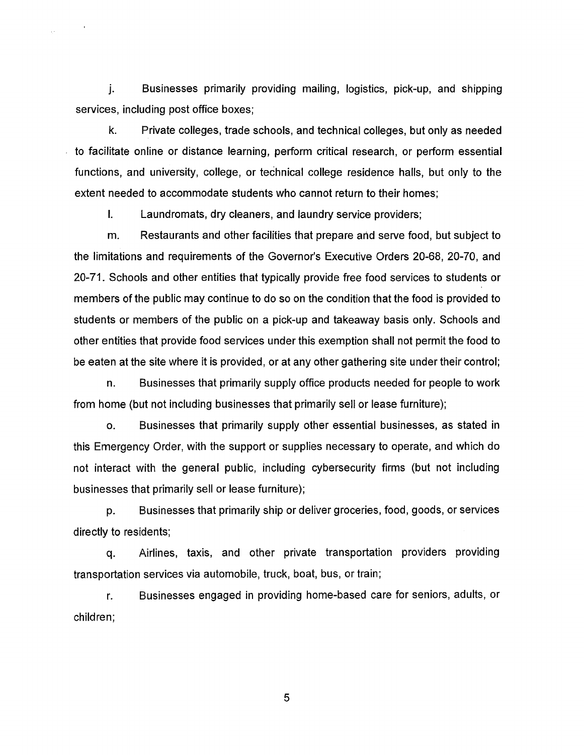j. Businesses primarily providing mailing, logistics, pick-up, and shipping services, including post office boxes;

k. Private colleges, trade schools, and technical colleges, but only as needed to facilitate online or distance learning, perform critical research, or perform essential functions, and university, college, or technical college residence halls, but only to the extent needed to accommodate students who cannot return to their homes;

l. Laundromats, dry cleaners, and laundry service providers;

m. Restaurants and other facilities that prepare and serve food, but subject to the limitations and requirements of the Governor's Executive Orders 20-68, 20-70, and 20-71. Schools and other entities that typically provide free food services to students or members of the public may continue to do so on the condition that the food is provided to students or members of the public on a pick-up and takeaway basis only. Schools and other entities that provide food services under this exemption shall not permit the food to be eaten at the site where it is provided, or at any other gathering site under their control;

n. Businesses that primarily supply office products needed for people to work from home (but not including businesses that primarily sell or lease furniture);

o. Businesses that primarily supply other essential businesses, as stated in this Emergency Order, with the support or supplies necessary to operate, and which do not interact with the general public, including cybersecurity firms (but not including businesses that primarily sell or lease furniture);

p. Businesses that primarily ship or deliver groceries, food, goods, or services directly to residents;

q. Airlines, taxis, and other private transportation providers providing transportation services via automobile, truck, boat, bus, or train;

r. Businesses engaged in providing home-based care for seniors, adults, or children;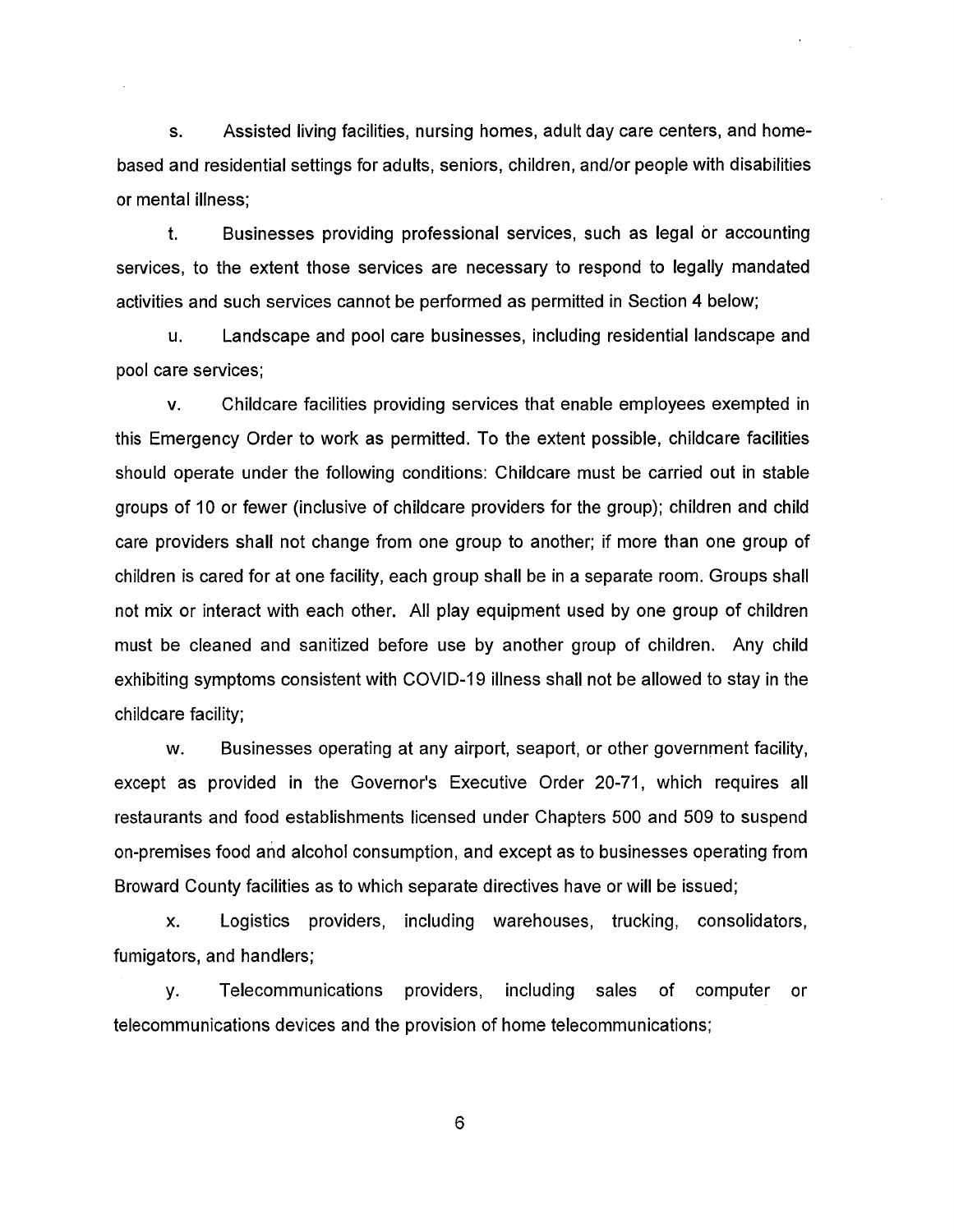s. Assisted living facilities, nursing homes, adult day care centers, and home-based and residential settings for adults, seniors, children, and/or people with disabilities or mental illness;

t. Businesses providing professional services, such as legal or accounting services, to the extent those services are necessary to respond to legally mandated activities and such services cannot be performed as permitted in Section 4 below;

u. Landscape and pool care businesses, including residential landscape and pool care services;

v. Childcare facilities providing services that enable employees exempted in this Emergency Order to work as permitted. To the extent possible, childcare facilities should operate under the following conditions: Childcare must be carried out in stable groups of 10 or fewer (inclusive of childcare providers for the group); children and child care providers shall not change from one group to another; if more than one group of children is cared for at one facility, each group shall be in a separate room. Groups shall not mix or interact with each other. All play equipment used by one group of children must be cleaned and sanitized before use by another group of children. Any child exhibiting symptoms consistent with COVID-19 illness shall not be allowed to stay in the childcare facility;

w. Businesses operating at any airport, seaport, or other government facility, except as provided in the Governor's Executive Order 20-71, which requires all restaurants and food establishments licensed under Chapters 500 and 509 to suspend on-premises food and alcohol consumption, and except as to businesses operating from Broward County facilities as to which separate directives have or will be issued;

x. Logistics providers, including warehouses, trucking, consolidators, fumigators, and handlers;

y. Telecommunications providers, including sales of computer or telecommunications devices and the provision of home telecommunications;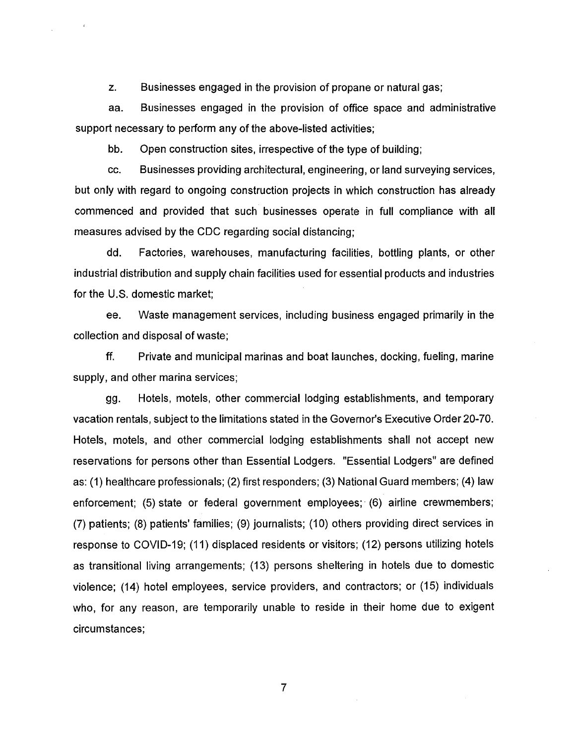z. Businesses engaged in the provision of propane or natural gas;

aa. Businesses engaged in the provision of office space and administrative support necessary to perform any of the above-listed activities;

bb. Open construction sites, irrespective of the type of building;

cc. Businesses providing architectural, engineering, or land surveying services, but only with regard to ongoing construction projects in which construction has already commenced and provided that such businesses operate in full compliance with all measures advised by the CDC regarding social distancing;

dd. Factories, warehouses, manufacturing facilities, bottling plants, or other industrial distribution and supply chain facilities used for essential products and industries for the U.S. domestic market;

ee. Waste management services, including business engaged primarily in the collection and disposal of waste;

ff. Private and municipal marinas and boat launches, docking, fueling, marine supply, and other marina services;

gg. Hotels, motels, other commercial lodging establishments, and temporary vacation rentals, subject to the limitations stated in the Governor's Executive Order 20-70. Hotels, motels, and other commercial lodging establishments shall not accept new reservations for persons other than Essential Lodgers. "Essential Lodgers" are defined as: (1) healthcare professionals; (2) first responders; (3) National Guard members; (4) law enforcement; (5) state or federal government employees; (6) airline crewmembers; (7) patients; (8) patients' families; (9) journalists; (10) others providing direct services in response to COVID-19; (11) displaced residents or visitors; (12) persons utilizing hotels as transitional living arrangements; (13) persons sheltering in hotels due to domestic violence; (14) hotel employees, service providers, and contractors; or (15) individuals who, for any reason, are temporarily unable to reside in their home due to exigent circumstances;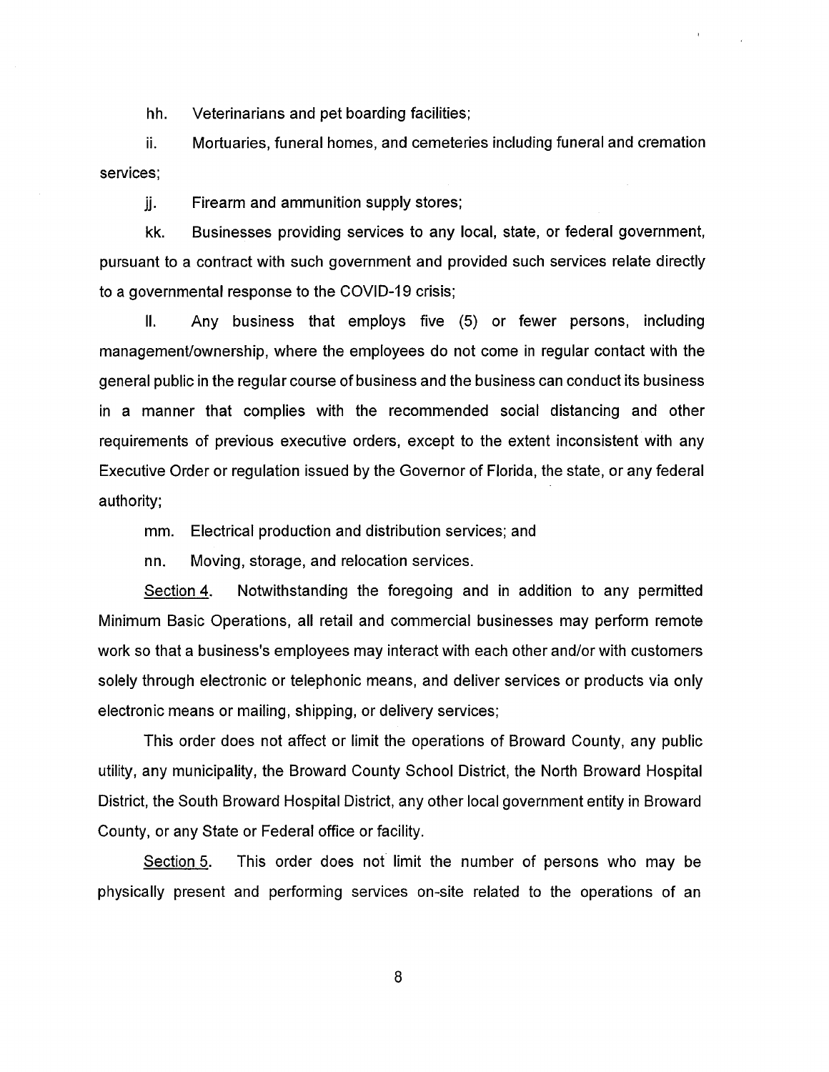hh. Veterinarians and pet boarding facilities;

ii. Mortuaries, funeral homes, and cemeteries including funeral and cremation services;

jj. Firearm and ammunition supply stores;

kk. Businesses providing services to any local, state, or federal government, pursuant to a contract with such government and provided such services relate directly to a governmental response to the COVID-19 crisis;

ll. Any business that employs five (5) or fewer persons, including management/ownership, where the employees do not come in regular contact with the general public in the regular course of business and the business can conduct its business in a manner that complies with the recommended social distancing and other requirements of previous executive orders, except to the extent inconsistent with any Executive Order or regulation issued by the Governor of Florida, the state, or any federal authority;

mm. Electrical production and distribution services; and

nn. Moving, storage, and relocation services.

Section 4. Notwithstanding the foregoing and in addition to any permitted Minimum Basic Operations, all retail and commercial businesses may perform remote work so that a business's employees may interact with each other and/or with customers solely through electronic or telephonic means, and deliver services or products via only electronic means or mailing, shipping, or delivery services;

This order does not affect or limit the operations of Broward County, any public utility, any municipality, the Broward County School District, the North Broward Hospital District, the South Broward Hospital District, any other local government entity in Broward County, or any State or Federal office or facility.

Section 5. This order does not limit the number of persons who may be physically present and performing services on-site related to the operations of an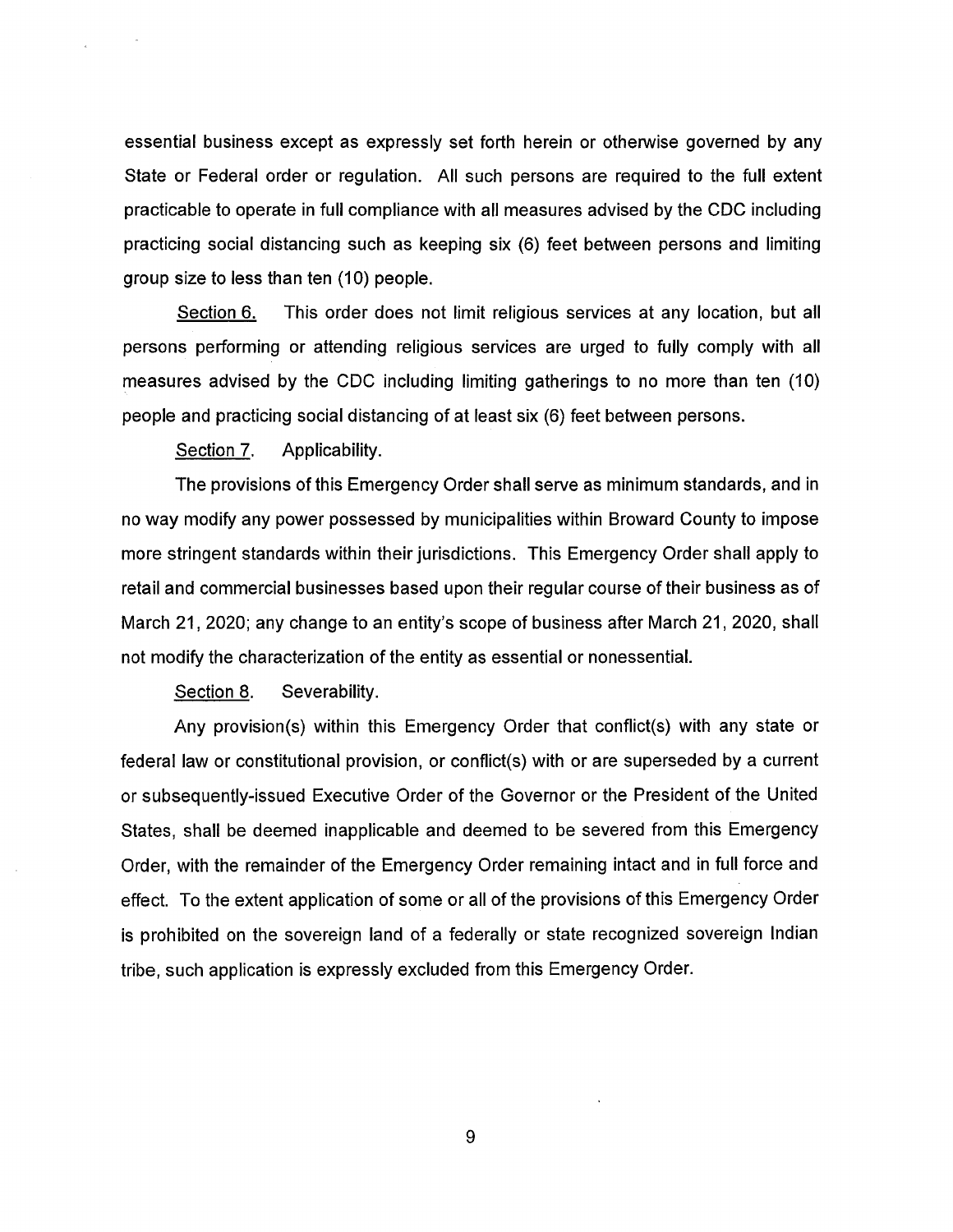essential business except as expressly set forth herein or otherwise governed by any State or Federal order or regulation. All such persons are required to the full extent practicable to operate in full compliance with all measures advised by the CDC including practicing social distancing such as keeping six (6) feet between persons and limiting group size to less than ten (10) people.

Section 6. This order does not limit religious services at any location, but all persons performing or attending religious services are urged to fully comply with all measures advised by the CDC including limiting gatherings to no more than ten (10) people and practicing social distancing of at least six (6) feet between persons.

Section 7. Applicability.

The provisions of this Emergency Order shall serve as minimum standards, and in no way modify any power possessed by municipalities within Broward County to impose more stringent standards within their jurisdictions. This Emergency Order shall apply to retail and commercial businesses based upon their regular course of their business as of March 21, 2020; any change to an entity's scope of business after March 21, 2020, shall not modify the characterization of the entity as essential or nonessential.

Section 8. Severability.

Any provision(s) within this Emergency Order that conflict(s) with any state or federal law or constitutional provision, or conflict(s) with or are superseded by a current or subsequently-issued Executive Order of the Governor or the President of the United States, shall be deemed inapplicable and deemed to be severed from this Emergency Order, with the remainder of the Emergency Order remaining intact and in full force and effect. To the extent application of some or all of the provisions of this Emergency Order is prohibited on the sovereign land of a federally or state recognized sovereign Indian tribe, such application is expressly excluded from this Emergency Order.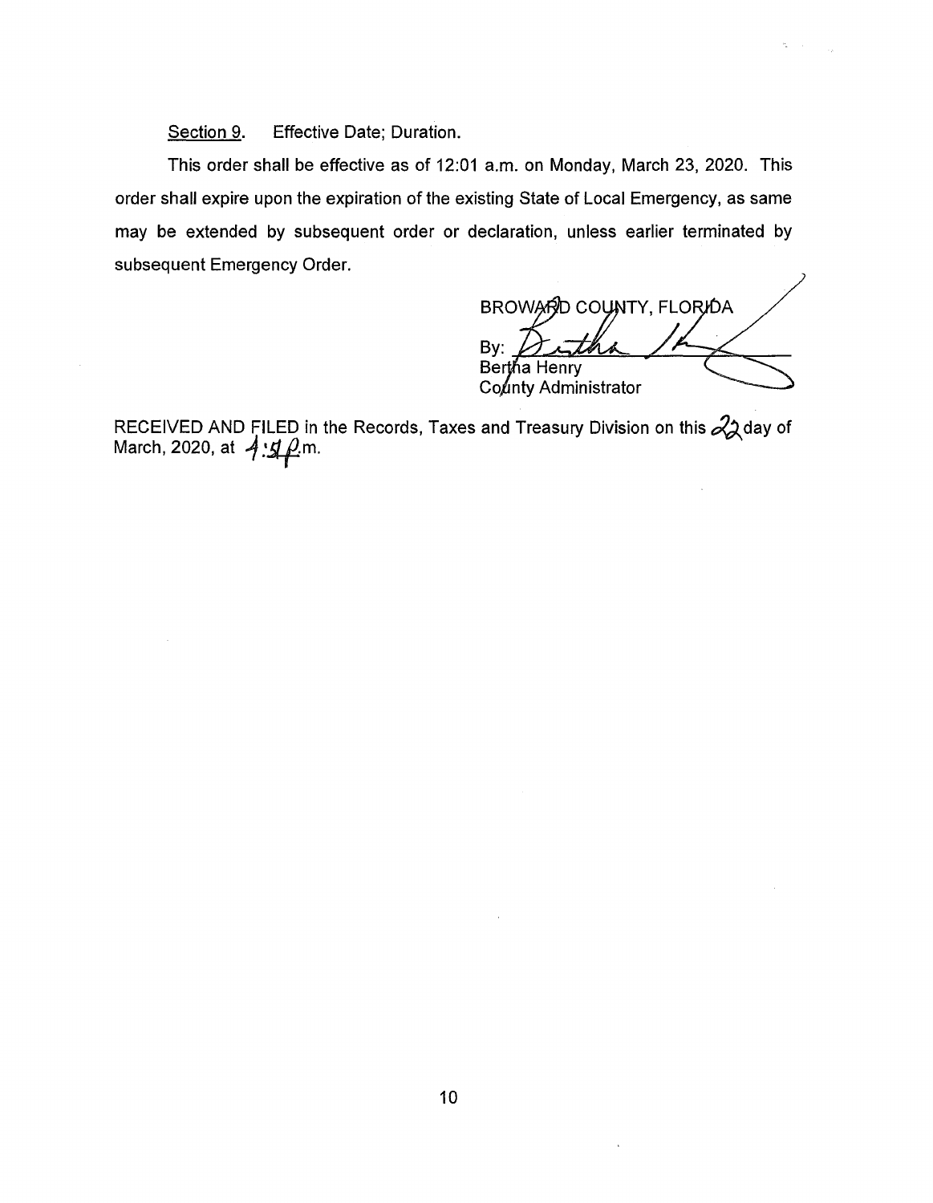Section 9. Effective Date; Duration.

This order shall be effective as of 12:01 a.m. on Monday, March 23, 2020. This order shall expire upon the expiration of the existing State of Local Emergency, as same may be extended by subsequent order or declaration, unless earlier terminated by subsequent Emergency Order.

BROWARD COUNTY, FLORIDA

By: Bertha Henry

Bertha Henry
County Administrator

RECEIVED AND FILED in the Records, Taxes and Treasury Division on this 22 day of March, 2020, at 4:51 p.m.